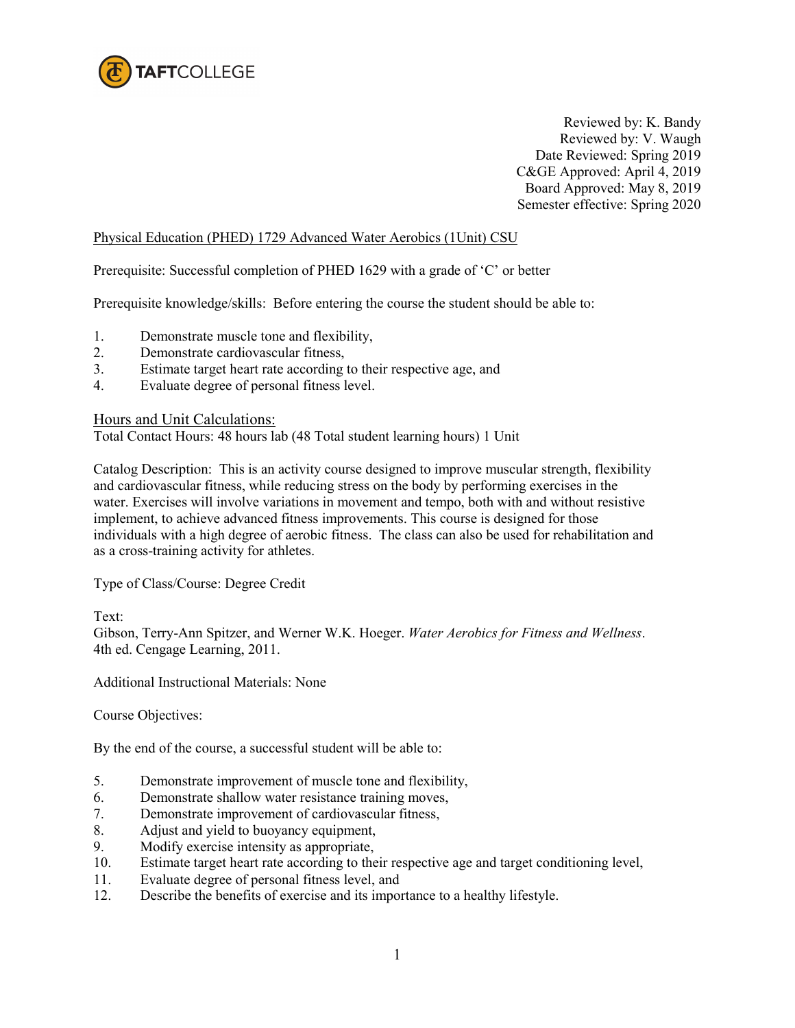TAFTCOLLEGE

Reviewed by: K. Bandy
Reviewed by: V. Waugh
Date Reviewed: Spring 2019
C&GE Approved: April 4, 2019
Board Approved: May 8, 2019
Semester effective: Spring 2020

Physical Education (PHED) 1729 Advanced Water Aerobics (1Unit) CSU

Prerequisite: Successful completion of PHED 1629 with a grade of 'C' or better

Prerequisite knowledge/skills: Before entering the course the student should be able to:

1. Demonstrate muscle tone and flexibility,
2. Demonstrate cardiovascular fitness,
3. Estimate target heart rate according to their respective age, and
4. Evaluate degree of personal fitness level.

## Hours and Unit Calculations:

Total Contact Hours: 48 hours lab (48 Total student learning hours) 1 Unit

Catalog Description: This is an activity course designed to improve muscular strength, flexibility and cardiovascular fitness, while reducing stress on the body by performing exercises in the water. Exercises will involve variations in movement and tempo, both with and without resistive implement, to achieve advanced fitness improvements. This course is designed for those individuals with a high degree of aerobic fitness. The class can also be used for rehabilitation and as a cross-training activity for athletes.

Type of Class/Course: Degree Credit

Text:
Gibson, Terry-Ann Spitzer, and Werner W.K. Hoeger. *Water Aerobics for Fitness and Wellness*. 4th ed. Cengage Learning, 2011.

Additional Instructional Materials: None

Course Objectives:

By the end of the course, a successful student will be able to:

5. Demonstrate improvement of muscle tone and flexibility,
6. Demonstrate shallow water resistance training moves,
7. Demonstrate improvement of cardiovascular fitness,
8. Adjust and yield to buoyancy equipment,
9. Modify exercise intensity as appropriate,
10. Estimate target heart rate according to their respective age and target conditioning level,
11. Evaluate degree of personal fitness level, and
12. Describe the benefits of exercise and its importance to a healthy lifestyle.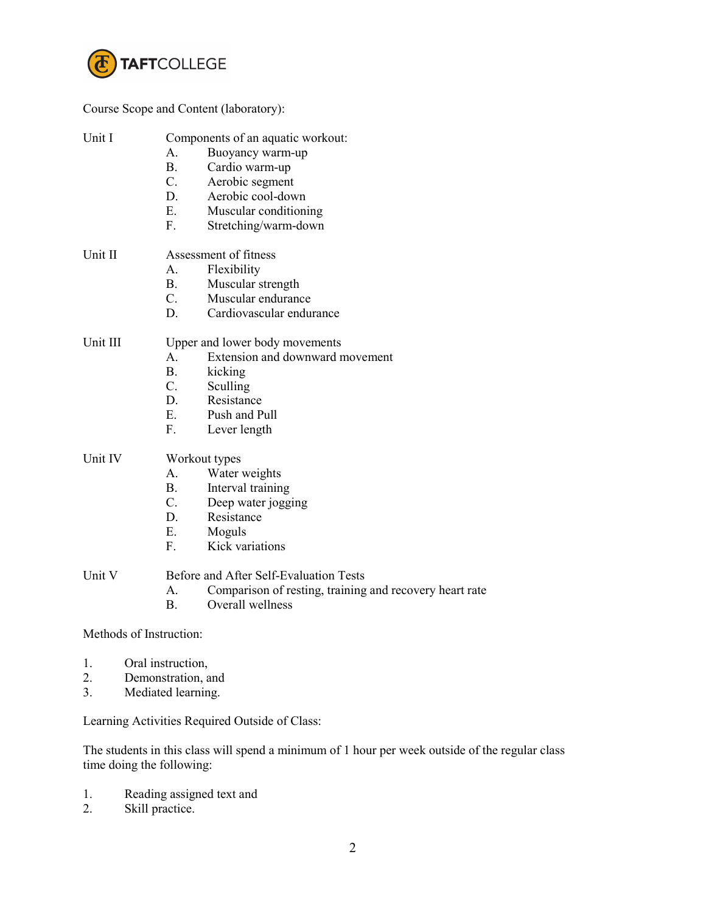Course Scope and Content (laboratory):

Unit I — Components of an aquatic workout:
- A. Buoyancy warm-up
- B. Cardio warm-up
- C. Aerobic segment
- D. Aerobic cool-down
- E. Muscular conditioning
- F. Stretching/warm-down

Unit II — Assessment of fitness
- A. Flexibility
- B. Muscular strength
- C. Muscular endurance
- D. Cardiovascular endurance

Unit III — Upper and lower body movements
- A. Extension and downward movement
- B. kicking
- C. Sculling
- D. Resistance
- E. Push and Pull
- F. Lever length

Unit IV — Workout types
- A. Water weights
- B. Interval training
- C. Deep water jogging
- D. Resistance
- E. Moguls
- F. Kick variations

Unit V — Before and After Self-Evaluation Tests
- A. Comparison of resting, training and recovery heart rate
- B. Overall wellness

Methods of Instruction:

1. Oral instruction,
2. Demonstration, and
3. Mediated learning.

Learning Activities Required Outside of Class:

The students in this class will spend a minimum of 1 hour per week outside of the regular class time doing the following:

1. Reading assigned text and
2. Skill practice.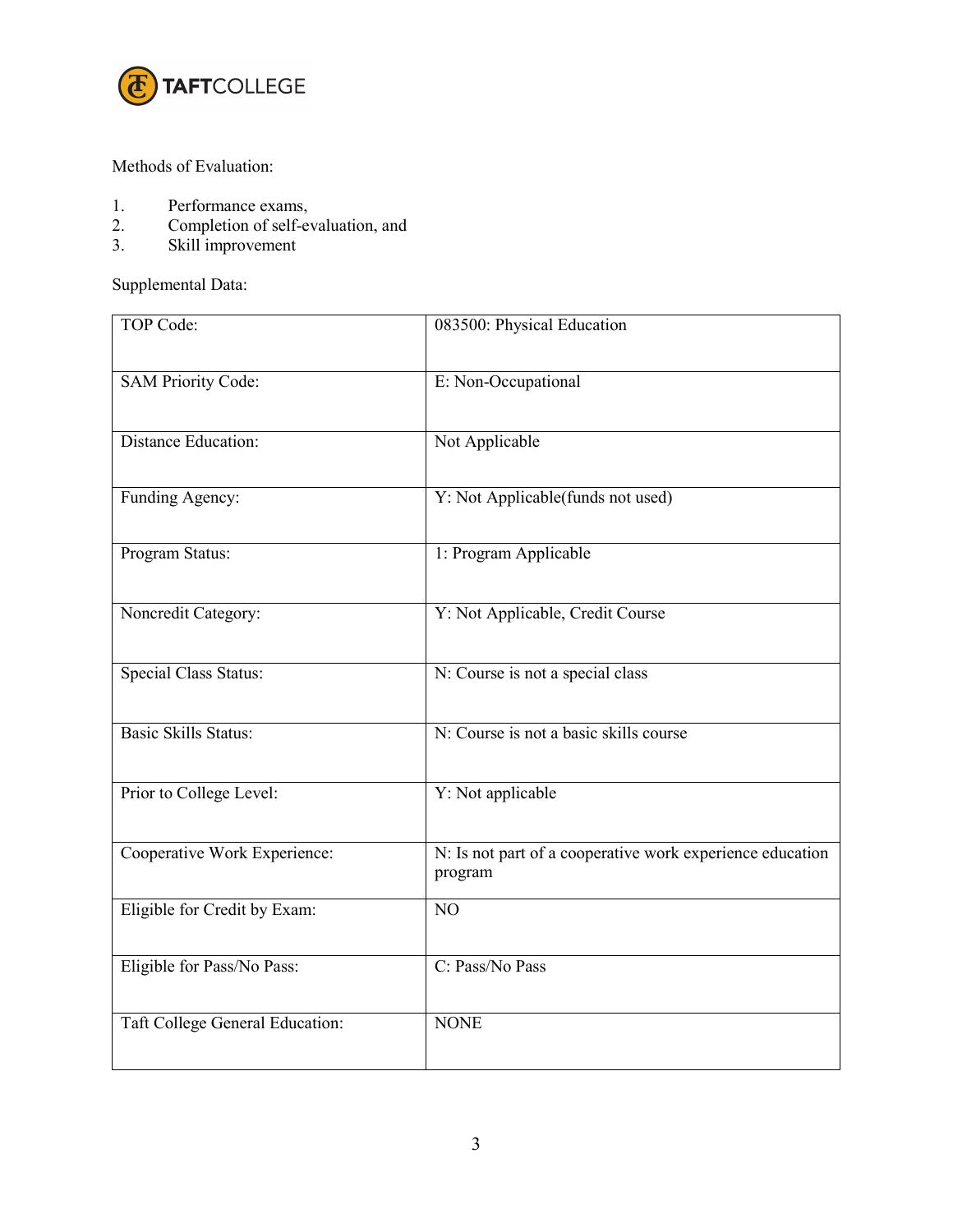Methods of Evaluation:

1. Performance exams,
2. Completion of self-evaluation, and
3. Skill improvement

Supplemental Data:

| | |
|---|---|
| TOP Code: | 083500: Physical Education |
| SAM Priority Code: | E: Non-Occupational |
| Distance Education: | Not Applicable |
| Funding Agency: | Y: Not Applicable(funds not used) |
| Program Status: | 1: Program Applicable |
| Noncredit Category: | Y: Not Applicable, Credit Course |
| Special Class Status: | N: Course is not a special class |
| Basic Skills Status: | N: Course is not a basic skills course |
| Prior to College Level: | Y: Not applicable |
| Cooperative Work Experience: | N: Is not part of a cooperative work experience education program |
| Eligible for Credit by Exam: | NO |
| Eligible for Pass/No Pass: | C: Pass/No Pass |
| Taft College General Education: | NONE |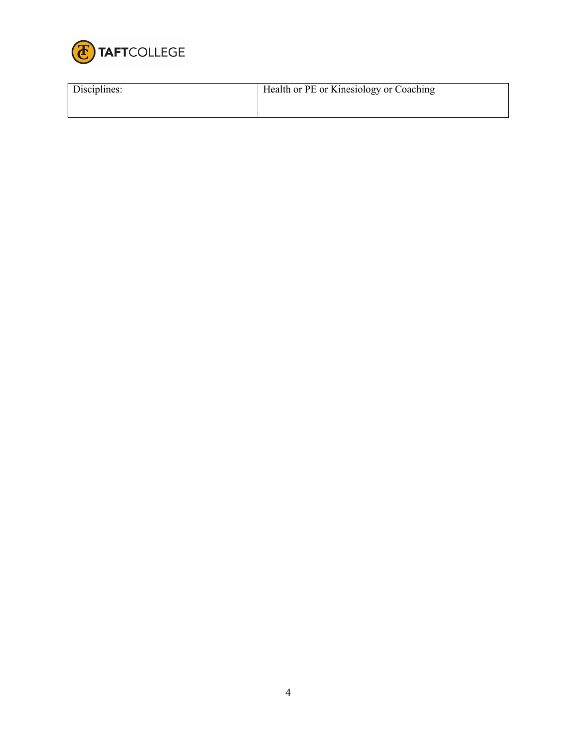| | |
|---|---|
| Disciplines: | Health or PE or Kinesiology or Coaching |